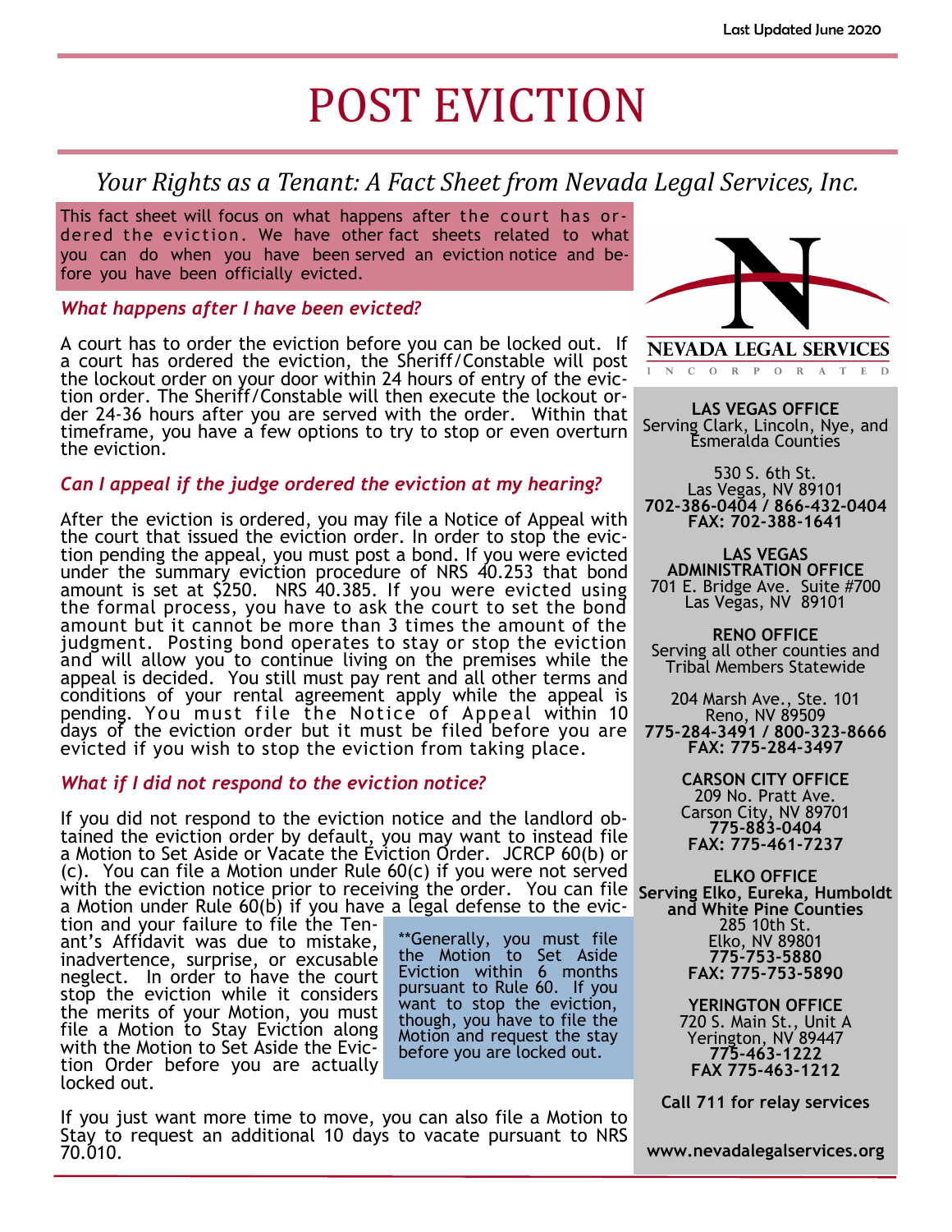# POST EVICTION

*Your Rights as a Tenant: A Fact Sheet from Nevada Legal Services, Inc.*

This fact sheet will focus on what happens after the court has ordered the eviction. We have other fact sheets related to what you can do when you have been served an eviction notice and before you have been officially evicted.

### *What happens after I have been evicted?*

A court has to order the eviction before you can be locked out. If a court has ordered the eviction, the Sheriff/Constable will post the lockout order on your door within 24 hours of entry of the eviction order. The Sheriff/Constable will then execute the lockout order 24-36 hours after you are served with the order. Within that timeframe, you have a few options to try to stop or even overturn the eviction.

### *Can I appeal if the judge ordered the eviction at my hearing?*

After the eviction is ordered, you may file a Notice of Appeal with the court that issued the eviction order. In order to stop the eviction pending the appeal, you must post a bond. If you were evicted under the summary eviction procedure of NRS 40.253 that bond amount is set at $250. NRS 40.385. If you were evicted using the formal process, you have to ask the court to set the bond amount but it cannot be more than 3 times the amount of the judgment. Posting bond operates to stay or stop the eviction and will allow you to continue living on the premises while the appeal is decided. You still must pay rent and all other terms and conditions of your rental agreement apply while the appeal is pending. You must file the Notice of Appeal within 10 days of the eviction order but it must be filed before you are evicted if you wish to stop the eviction from taking place.

### *What if I did not respond to the eviction notice?*

If you did not respond to the eviction notice and the landlord obtained the eviction order by default, you may want to instead file a Motion to Set Aside or Vacate the Eviction Order. JCRCP 60(b) or (c). You can file a Motion under Rule 60(c) if you were not served with the eviction notice prior to receiving the order. You can file a Motion under Rule 60(b) if you have a legal defense to the eviction and your failure to file the Tenant's Affidavit was due to mistake, inadvertence, surprise, or excusable neglect. In order to have the court stop the eviction while it considers the merits of your Motion, you must file a Motion to Stay Eviction along with the Motion to Set Aside the Eviction Order before you are actually locked out.

**Generally, you must file the Motion to Set Aside Eviction within 6 months pursuant to Rule 60. If you want to stop the eviction, though, you have to file the Motion and request the stay before you are locked out.

If you just want more time to move, you can also file a Motion to Stay to request an additional 10 days to vacate pursuant to NRS 70.010.

---

NEVADA LEGAL SERVICES INCORPORATED

**LAS VEGAS OFFICE**
Serving Clark, Lincoln, Nye, and Esmeralda Counties

530 S. 6th St.
Las Vegas, NV 89101
**702-386-0404 / 866-432-0404**
**FAX: 702-388-1641**

**LAS VEGAS ADMINISTRATION OFFICE**
701 E. Bridge Ave. Suite #700
Las Vegas, NV 89101

**RENO OFFICE**
Serving all other counties and Tribal Members Statewide

204 Marsh Ave., Ste. 101
Reno, NV 89509
**775-284-3491 / 800-323-8666**
**FAX: 775-284-3497**

**CARSON CITY OFFICE**
209 No. Pratt Ave.
Carson City, NV 89701
**775-883-0404**
**FAX: 775-461-7237**

**ELKO OFFICE**
**Serving Elko, Eureka, Humboldt and White Pine Counties**
285 10th St.
Elko, NV 89801
**775-753-5880**
**FAX: 775-753-5890**

**YERINGTON OFFICE**
720 S. Main St., Unit A
Yerington, NV 89447
**775-463-1222**
**FAX 775-463-1212**

**Call 711 for relay services**

**www.nevadalegalservices.org**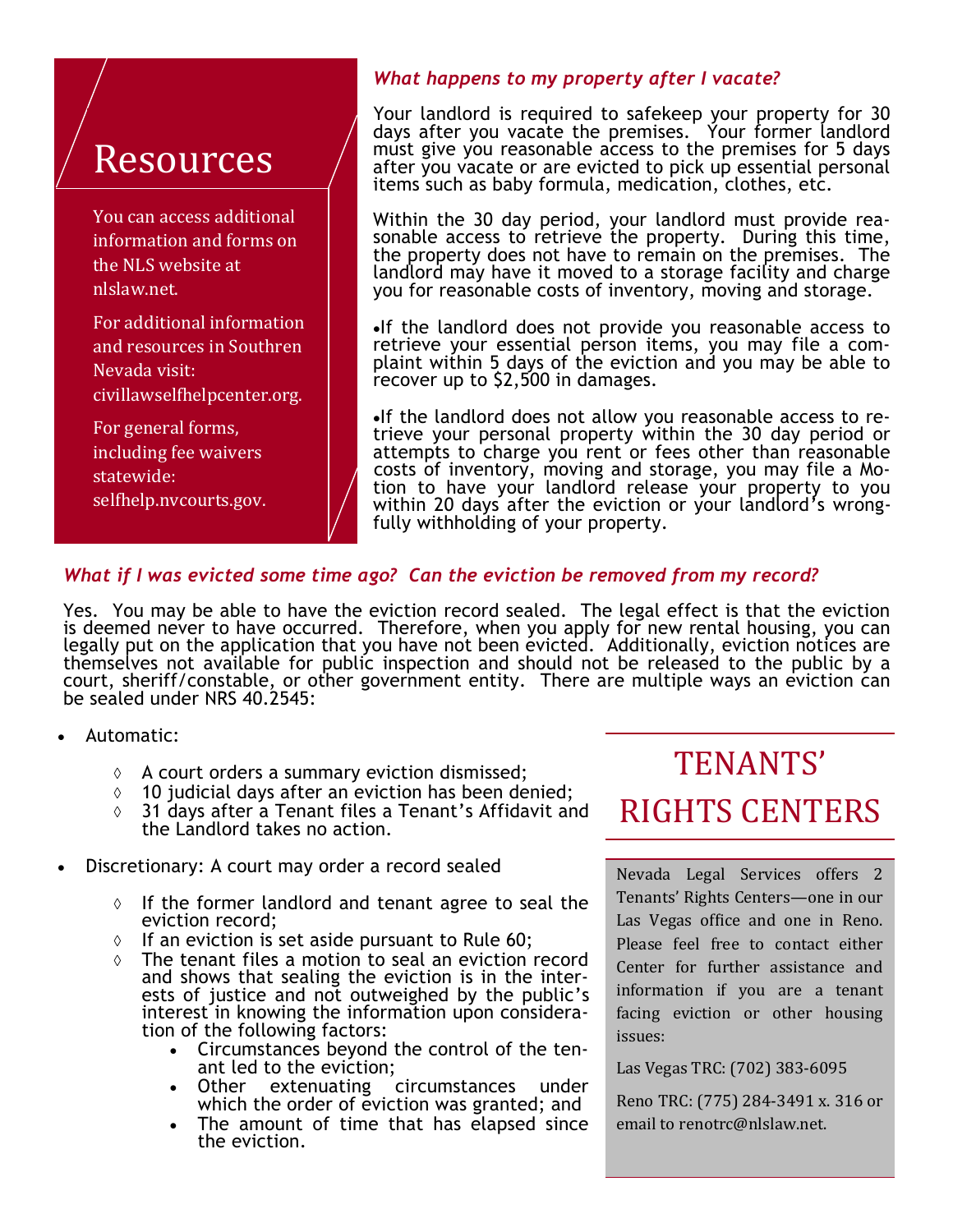## Resources

You can access additional information and forms on the NLS website at nlslaw.net.

For additional information and resources in Southren Nevada visit: civillawselfhelpcenter.org.

For general forms, including fee waivers statewide: selfhelp.nvcourts.gov.

### *What happens to my property after I vacate?*

Your landlord is required to safekeep your property for 30 days after you vacate the premises. Your former landlord must give you reasonable access to the premises for 5 days after you vacate or are evicted to pick up essential personal items such as baby formula, medication, clothes, etc.

Within the 30 day period, your landlord must provide reasonable access to retrieve the property. During this time, the property does not have to remain on the premises. The landlord may have it moved to a storage facility and charge you for reasonable costs of inventory, moving and storage.

- If the landlord does not provide you reasonable access to retrieve your essential person items, you may file a complaint within 5 days of the eviction and you may be able to recover up to $2,500 in damages.

- If the landlord does not allow you reasonable access to retrieve your personal property within the 30 day period or attempts to charge you rent or fees other than reasonable costs of inventory, moving and storage, you may file a Motion to have your landlord release your property to you within 20 days after the eviction or your landlord's wrongfully withholding of your property.

### *What if I was evicted some time ago? Can the eviction be removed from my record?*

Yes. You may be able to have the eviction record sealed. The legal effect is that the eviction is deemed never to have occurred. Therefore, when you apply for new rental housing, you can legally put on the application that you have not been evicted. Additionally, eviction notices are themselves not available for public inspection and should not be released to the public by a court, sheriff/constable, or other government entity. There are multiple ways an eviction can be sealed under NRS 40.2545:

- Automatic:
  - ◊ A court orders a summary eviction dismissed;
  - ◊ 10 judicial days after an eviction has been denied;
  - ◊ 31 days after a Tenant files a Tenant's Affidavit and the Landlord takes no action.
- Discretionary: A court may order a record sealed
  - ◊ If the former landlord and tenant agree to seal the eviction record;
  - ◊ If an eviction is set aside pursuant to Rule 60;
  - ◊ The tenant files a motion to seal an eviction record and shows that sealing the eviction is in the interests of justice and not outweighed by the public's interest in knowing the information upon consideration of the following factors:
    - Circumstances beyond the control of the tenant led to the eviction;
    - Other extenuating circumstances under which the order of eviction was granted; and
    - The amount of time that has elapsed since the eviction.

## TENANTS' RIGHTS CENTERS

Nevada Legal Services offers 2 Tenants' Rights Centers—one in our Las Vegas office and one in Reno. Please feel free to contact either Center for further assistance and information if you are a tenant facing eviction or other housing issues:

Las Vegas TRC: (702) 383-6095

Reno TRC: (775) 284-3491 x. 316 or email to renotrc@nlslaw.net.